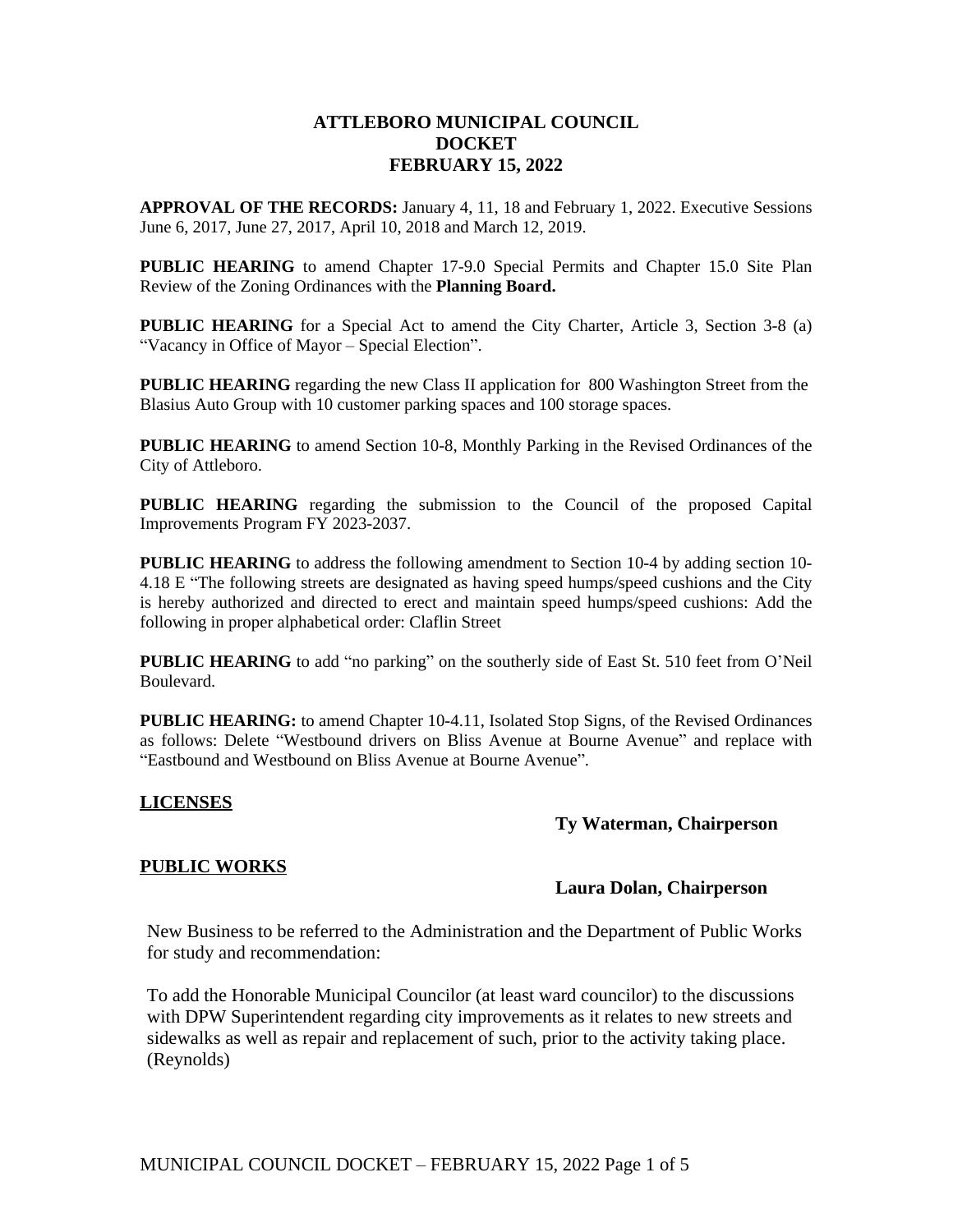# ATTLEBORO MUNICIPAL COUNCIL
# DOCKET
# FEBRUARY 15, 2022

**APPROVAL OF THE RECORDS:** January 4, 11, 18 and February 1, 2022. Executive Sessions June 6, 2017, June 27, 2017, April 10, 2018 and March 12, 2019.

**PUBLIC HEARING** to amend Chapter 17-9.0 Special Permits and Chapter 15.0 Site Plan Review of the Zoning Ordinances with the **Planning Board.**

**PUBLIC HEARING** for a Special Act to amend the City Charter, Article 3, Section 3-8 (a) "Vacancy in Office of Mayor – Special Election".

**PUBLIC HEARING** regarding the new Class II application for 800 Washington Street from the Blasius Auto Group with 10 customer parking spaces and 100 storage spaces.

**PUBLIC HEARING** to amend Section 10-8, Monthly Parking in the Revised Ordinances of the City of Attleboro.

**PUBLIC HEARING** regarding the submission to the Council of the proposed Capital Improvements Program FY 2023-2037.

**PUBLIC HEARING** to address the following amendment to Section 10-4 by adding section 10-4.18 E "The following streets are designated as having speed humps/speed cushions and the City is hereby authorized and directed to erect and maintain speed humps/speed cushions: Add the following in proper alphabetical order: Claflin Street

**PUBLIC HEARING** to add "no parking" on the southerly side of East St. 510 feet from O'Neil Boulevard.

**PUBLIC HEARING:** to amend Chapter 10-4.11, Isolated Stop Signs, of the Revised Ordinances as follows: Delete "Westbound drivers on Bliss Avenue at Bourne Avenue" and replace with "Eastbound and Westbound on Bliss Avenue at Bourne Avenue".

## LICENSES

**Ty Waterman, Chairperson**

## PUBLIC WORKS

**Laura Dolan, Chairperson**

New Business to be referred to the Administration and the Department of Public Works for study and recommendation:

To add the Honorable Municipal Councilor (at least ward councilor) to the discussions with DPW Superintendent regarding city improvements as it relates to new streets and sidewalks as well as repair and replacement of such, prior to the activity taking place. (Reynolds)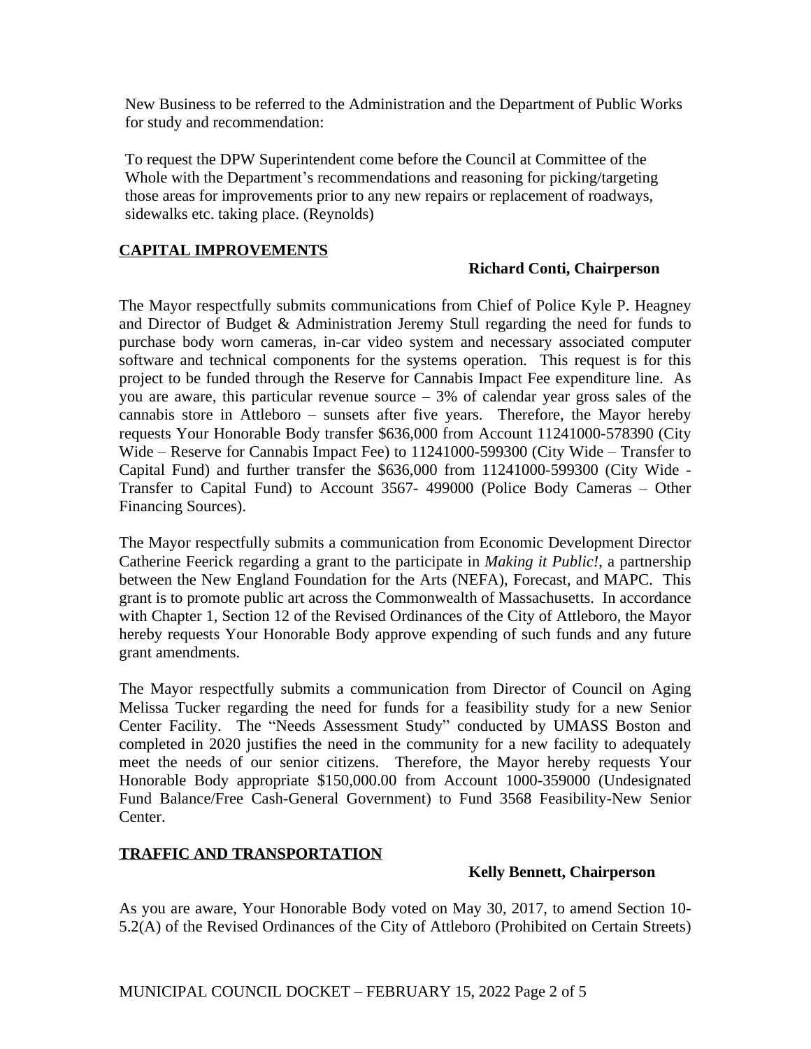New Business to be referred to the Administration and the Department of Public Works for study and recommendation:

To request the DPW Superintendent come before the Council at Committee of the Whole with the Department's recommendations and reasoning for picking/targeting those areas for improvements prior to any new repairs or replacement of roadways, sidewalks etc. taking place. (Reynolds)

## CAPITAL IMPROVEMENTS

**Richard Conti, Chairperson**

The Mayor respectfully submits communications from Chief of Police Kyle P. Heagney and Director of Budget & Administration Jeremy Stull regarding the need for funds to purchase body worn cameras, in-car video system and necessary associated computer software and technical components for the systems operation. This request is for this project to be funded through the Reserve for Cannabis Impact Fee expenditure line. As you are aware, this particular revenue source – 3% of calendar year gross sales of the cannabis store in Attleboro – sunsets after five years. Therefore, the Mayor hereby requests Your Honorable Body transfer $636,000 from Account 11241000-578390 (City Wide – Reserve for Cannabis Impact Fee) to 11241000-599300 (City Wide – Transfer to Capital Fund) and further transfer the $636,000 from 11241000-599300 (City Wide - Transfer to Capital Fund) to Account 3567- 499000 (Police Body Cameras – Other Financing Sources).

The Mayor respectfully submits a communication from Economic Development Director Catherine Feerick regarding a grant to the participate in *Making it Public!*, a partnership between the New England Foundation for the Arts (NEFA), Forecast, and MAPC. This grant is to promote public art across the Commonwealth of Massachusetts. In accordance with Chapter 1, Section 12 of the Revised Ordinances of the City of Attleboro, the Mayor hereby requests Your Honorable Body approve expending of such funds and any future grant amendments.

The Mayor respectfully submits a communication from Director of Council on Aging Melissa Tucker regarding the need for funds for a feasibility study for a new Senior Center Facility. The "Needs Assessment Study" conducted by UMASS Boston and completed in 2020 justifies the need in the community for a new facility to adequately meet the needs of our senior citizens. Therefore, the Mayor hereby requests Your Honorable Body appropriate $150,000.00 from Account 1000-359000 (Undesignated Fund Balance/Free Cash-General Government) to Fund 3568 Feasibility-New Senior Center.

## TRAFFIC AND TRANSPORTATION

**Kelly Bennett, Chairperson**

As you are aware, Your Honorable Body voted on May 30, 2017, to amend Section 10-5.2(A) of the Revised Ordinances of the City of Attleboro (Prohibited on Certain Streets)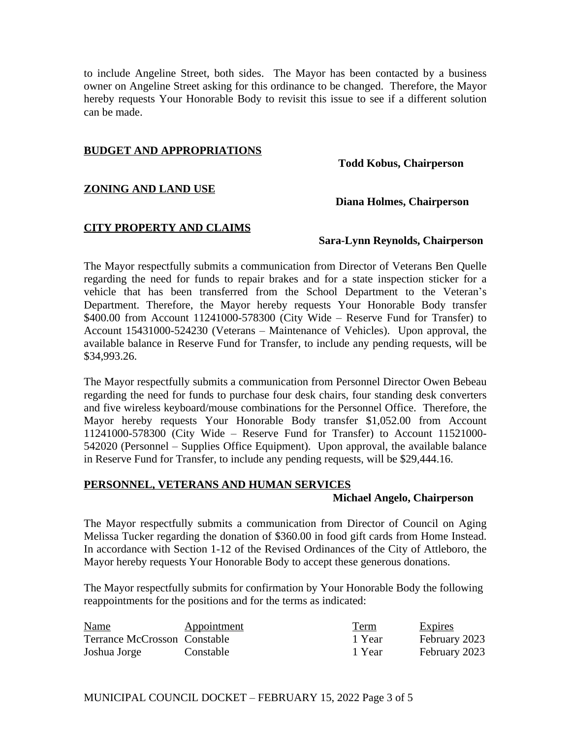to include Angeline Street, both sides. The Mayor has been contacted by a business owner on Angeline Street asking for this ordinance to be changed. Therefore, the Mayor hereby requests Your Honorable Body to revisit this issue to see if a different solution can be made.

## BUDGET AND APPROPRIATIONS

**Todd Kobus, Chairperson**

## ZONING AND LAND USE

**Diana Holmes, Chairperson**

## CITY PROPERTY AND CLAIMS

**Sara-Lynn Reynolds, Chairperson**

The Mayor respectfully submits a communication from Director of Veterans Ben Quelle regarding the need for funds to repair brakes and for a state inspection sticker for a vehicle that has been transferred from the School Department to the Veteran's Department. Therefore, the Mayor hereby requests Your Honorable Body transfer $400.00 from Account 11241000-578300 (City Wide – Reserve Fund for Transfer) to Account 15431000-524230 (Veterans – Maintenance of Vehicles). Upon approval, the available balance in Reserve Fund for Transfer, to include any pending requests, will be $34,993.26.

The Mayor respectfully submits a communication from Personnel Director Owen Bebeau regarding the need for funds to purchase four desk chairs, four standing desk converters and five wireless keyboard/mouse combinations for the Personnel Office. Therefore, the Mayor hereby requests Your Honorable Body transfer $1,052.00 from Account 11241000-578300 (City Wide – Reserve Fund for Transfer) to Account 11521000-542020 (Personnel – Supplies Office Equipment). Upon approval, the available balance in Reserve Fund for Transfer, to include any pending requests, will be $29,444.16.

## PERSONNEL, VETERANS AND HUMAN SERVICES

**Michael Angelo, Chairperson**

The Mayor respectfully submits a communication from Director of Council on Aging Melissa Tucker regarding the donation of $360.00 in food gift cards from Home Instead. In accordance with Section 1-12 of the Revised Ordinances of the City of Attleboro, the Mayor hereby requests Your Honorable Body to accept these generous donations.

The Mayor respectfully submits for confirmation by Your Honorable Body the following reappointments for the positions and for the terms as indicated:

| Name | Appointment | Term | Expires |
|---|---|---|---|
| Terrance McCrosson | Constable | 1 Year | February 2023 |
| Joshua Jorge | Constable | 1 Year | February 2023 |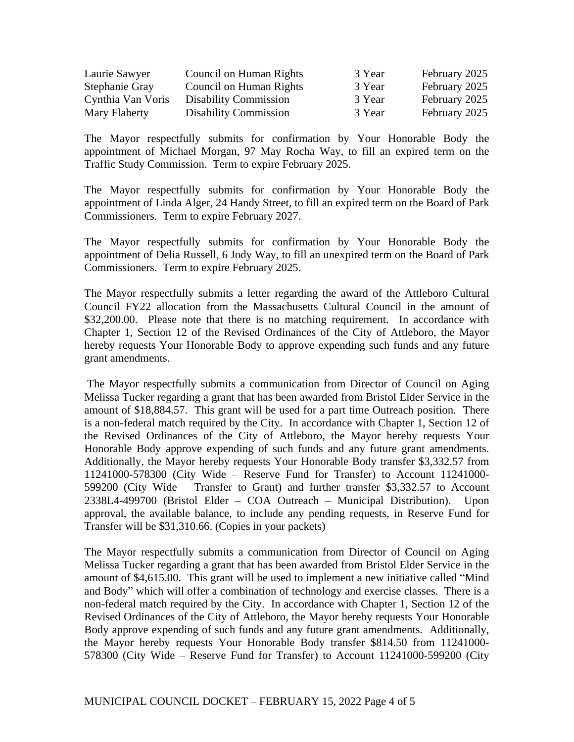| | | | |
|---|---|---|---|
| Laurie Sawyer | Council on Human Rights | 3 Year | February 2025 |
| Stephanie Gray | Council on Human Rights | 3 Year | February 2025 |
| Cynthia Van Voris | Disability Commission | 3 Year | February 2025 |
| Mary Flaherty | Disability Commission | 3 Year | February 2025 |

The Mayor respectfully submits for confirmation by Your Honorable Body the appointment of Michael Morgan, 97 May Rocha Way, to fill an expired term on the Traffic Study Commission. Term to expire February 2025.

The Mayor respectfully submits for confirmation by Your Honorable Body the appointment of Linda Alger, 24 Handy Street, to fill an expired term on the Board of Park Commissioners. Term to expire February 2027.

The Mayor respectfully submits for confirmation by Your Honorable Body the appointment of Delia Russell, 6 Jody Way, to fill an unexpired term on the Board of Park Commissioners. Term to expire February 2025.

The Mayor respectfully submits a letter regarding the award of the Attleboro Cultural Council FY22 allocation from the Massachusetts Cultural Council in the amount of $32,200.00. Please note that there is no matching requirement. In accordance with Chapter 1, Section 12 of the Revised Ordinances of the City of Attleboro, the Mayor hereby requests Your Honorable Body to approve expending such funds and any future grant amendments.

The Mayor respectfully submits a communication from Director of Council on Aging Melissa Tucker regarding a grant that has been awarded from Bristol Elder Service in the amount of $18,884.57. This grant will be used for a part time Outreach position. There is a non-federal match required by the City. In accordance with Chapter 1, Section 12 of the Revised Ordinances of the City of Attleboro, the Mayor hereby requests Your Honorable Body approve expending of such funds and any future grant amendments. Additionally, the Mayor hereby requests Your Honorable Body transfer $3,332.57 from 11241000-578300 (City Wide – Reserve Fund for Transfer) to Account 11241000-599200 (City Wide – Transfer to Grant) and further transfer $3,332.57 to Account 2338L4-499700 (Bristol Elder – COA Outreach – Municipal Distribution). Upon approval, the available balance, to include any pending requests, in Reserve Fund for Transfer will be $31,310.66. (Copies in your packets)

The Mayor respectfully submits a communication from Director of Council on Aging Melissa Tucker regarding a grant that has been awarded from Bristol Elder Service in the amount of $4,615.00. This grant will be used to implement a new initiative called "Mind and Body" which will offer a combination of technology and exercise classes. There is a non-federal match required by the City. In accordance with Chapter 1, Section 12 of the Revised Ordinances of the City of Attleboro, the Mayor hereby requests Your Honorable Body approve expending of such funds and any future grant amendments. Additionally, the Mayor hereby requests Your Honorable Body transfer $814.50 from 11241000-578300 (City Wide – Reserve Fund for Transfer) to Account 11241000-599200 (City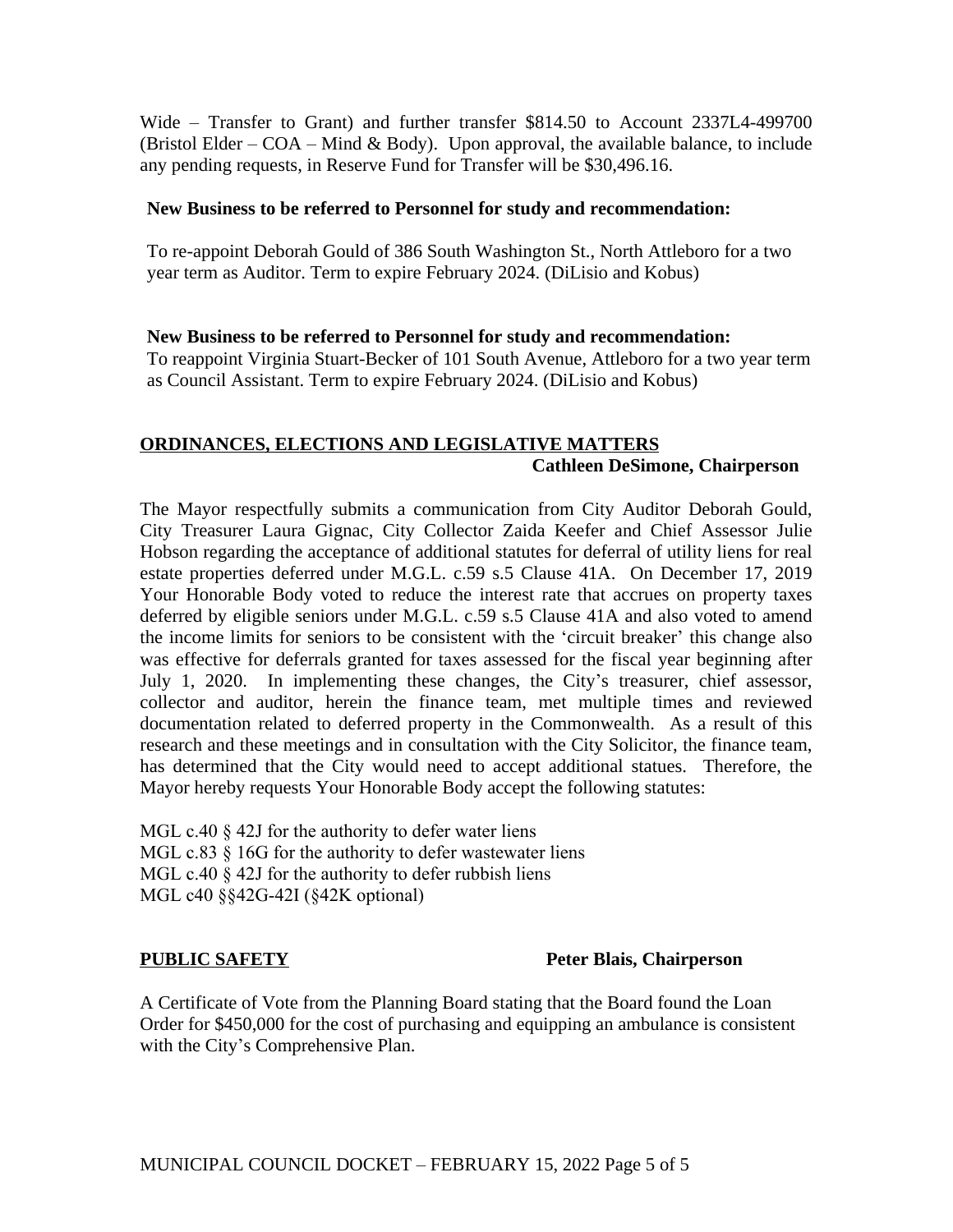Wide – Transfer to Grant) and further transfer $814.50 to Account 2337L4-499700 (Bristol Elder – COA – Mind & Body). Upon approval, the available balance, to include any pending requests, in Reserve Fund for Transfer will be $30,496.16.

**New Business to be referred to Personnel for study and recommendation:**

To re-appoint Deborah Gould of 386 South Washington St., North Attleboro for a two year term as Auditor. Term to expire February 2024. (DiLisio and Kobus)

**New Business to be referred to Personnel for study and recommendation:**

To reappoint Virginia Stuart-Becker of 101 South Avenue, Attleboro for a two year term as Council Assistant. Term to expire February 2024. (DiLisio and Kobus)

## ORDINANCES, ELECTIONS AND LEGISLATIVE MATTERS

**Cathleen DeSimone, Chairperson**

The Mayor respectfully submits a communication from City Auditor Deborah Gould, City Treasurer Laura Gignac, City Collector Zaida Keefer and Chief Assessor Julie Hobson regarding the acceptance of additional statutes for deferral of utility liens for real estate properties deferred under M.G.L. c.59 s.5 Clause 41A. On December 17, 2019 Your Honorable Body voted to reduce the interest rate that accrues on property taxes deferred by eligible seniors under M.G.L. c.59 s.5 Clause 41A and also voted to amend the income limits for seniors to be consistent with the 'circuit breaker' this change also was effective for deferrals granted for taxes assessed for the fiscal year beginning after July 1, 2020. In implementing these changes, the City's treasurer, chief assessor, collector and auditor, herein the finance team, met multiple times and reviewed documentation related to deferred property in the Commonwealth. As a result of this research and these meetings and in consultation with the City Solicitor, the finance team, has determined that the City would need to accept additional statues. Therefore, the Mayor hereby requests Your Honorable Body accept the following statutes:

MGL c.40 § 42J for the authority to defer water liens
MGL c.83 § 16G for the authority to defer wastewater liens
MGL c.40 § 42J for the authority to defer rubbish liens
MGL c40 §§42G-42I (§42K optional)

## PUBLIC SAFETY

**Peter Blais, Chairperson**

A Certificate of Vote from the Planning Board stating that the Board found the Loan Order for $450,000 for the cost of purchasing and equipping an ambulance is consistent with the City's Comprehensive Plan.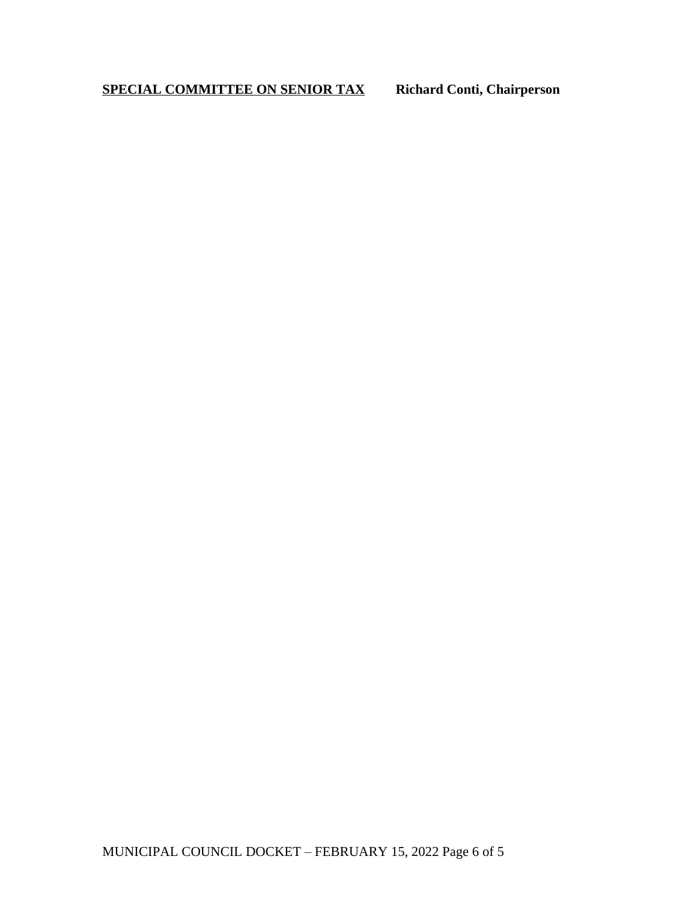**<u>SPECIAL COMMITTEE ON SENIOR TAX</u>** **Richard Conti, Chairperson**